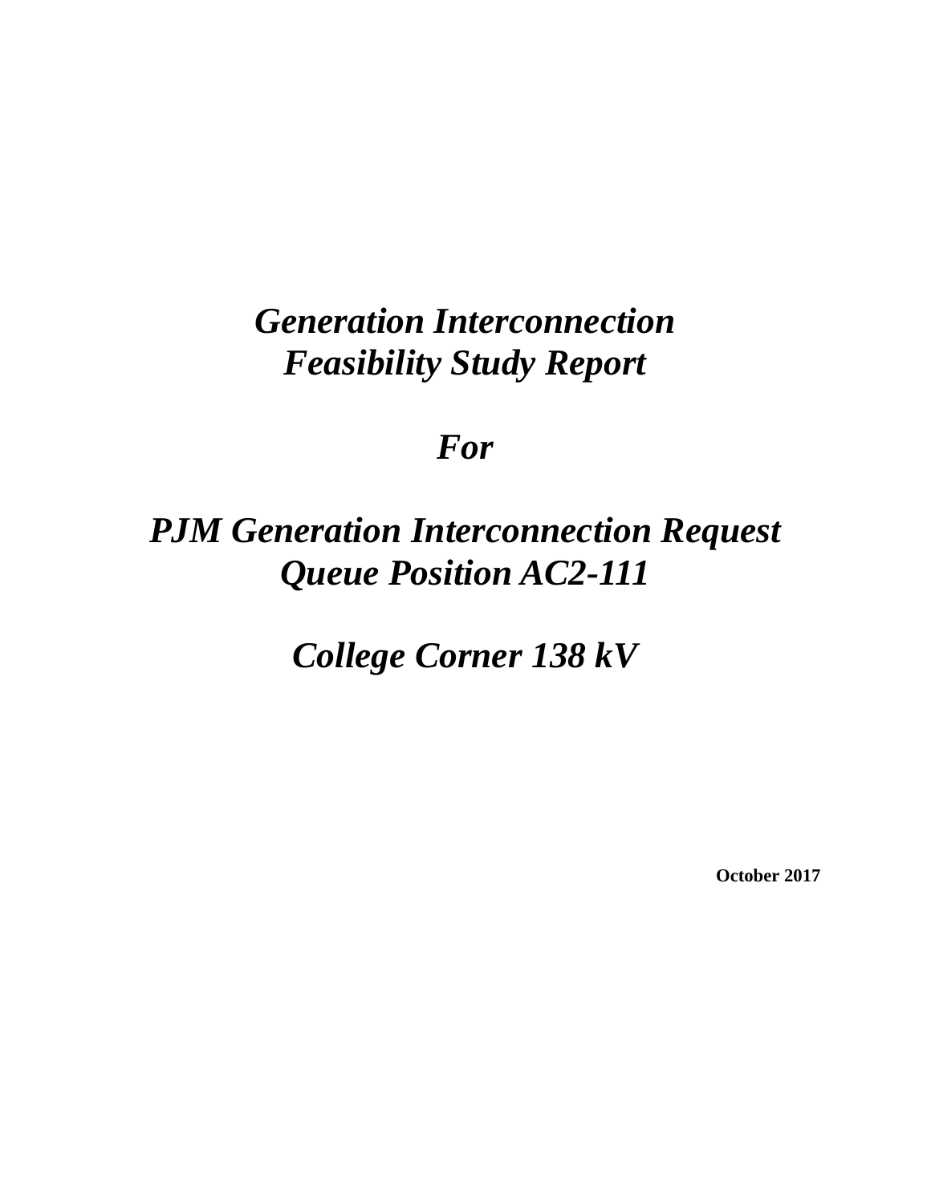# *Generation Interconnection Feasibility Study Report*

# *For*

# *PJM Generation Interconnection Request Queue Position AC2-111*

# *College Corner 138 kV*

**October 2017**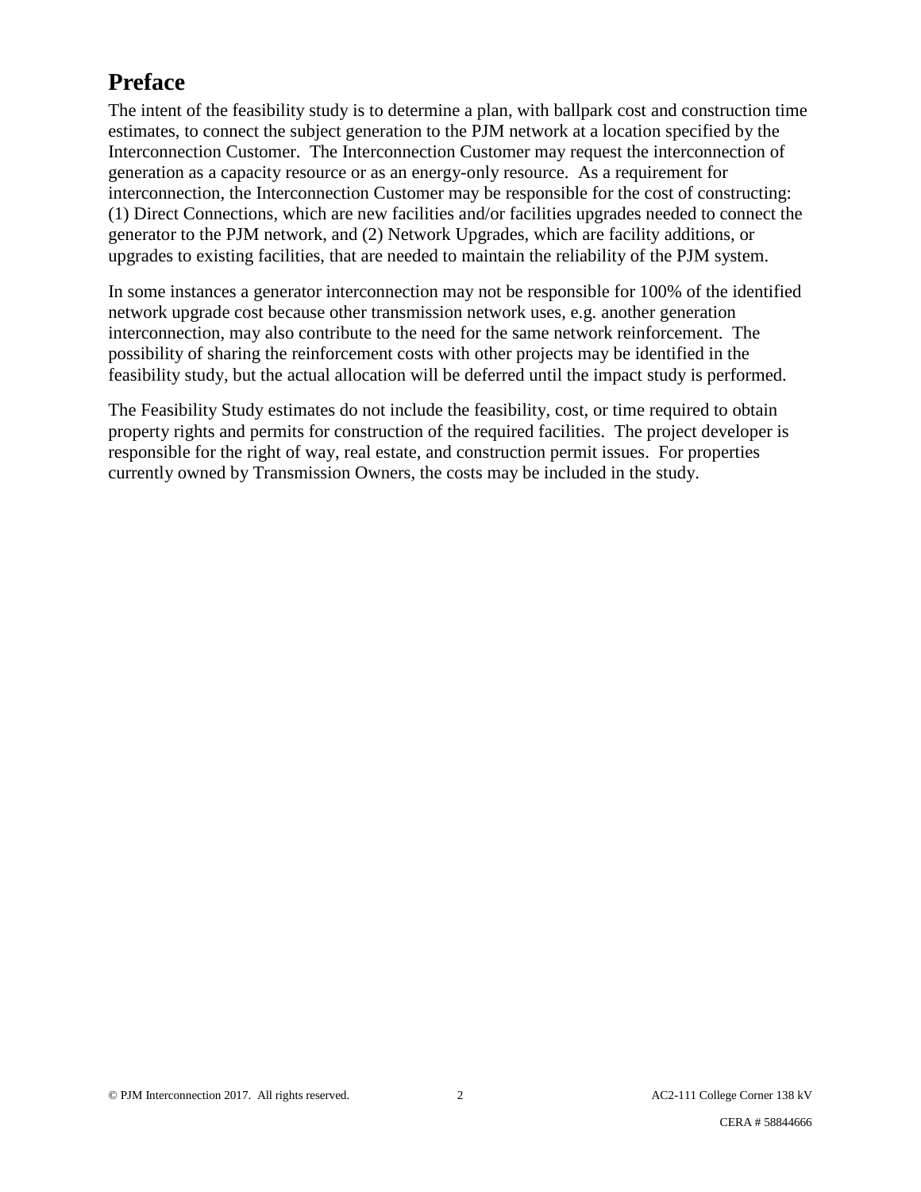# Preface

The intent of the feasibility study is to determine a plan, with ballpark cost and construction time estimates, to connect the subject generation to the PJM network at a location specified by the Interconnection Customer. The Interconnection Customer may request the interconnection of generation as a capacity resource or as an energy-only resource. As a requirement for interconnection, the Interconnection Customer may be responsible for the cost of constructing: (1) Direct Connections, which are new facilities and/or facilities upgrades needed to connect the generator to the PJM network, and (2) Network Upgrades, which are facility additions, or upgrades to existing facilities, that are needed to maintain the reliability of the PJM system.

In some instances a generator interconnection may not be responsible for 100% of the identified network upgrade cost because other transmission network uses, e.g. another generation interconnection, may also contribute to the need for the same network reinforcement. The possibility of sharing the reinforcement costs with other projects may be identified in the feasibility study, but the actual allocation will be deferred until the impact study is performed.

The Feasibility Study estimates do not include the feasibility, cost, or time required to obtain property rights and permits for construction of the required facilities. The project developer is responsible for the right of way, real estate, and construction permit issues. For properties currently owned by Transmission Owners, the costs may be included in the study.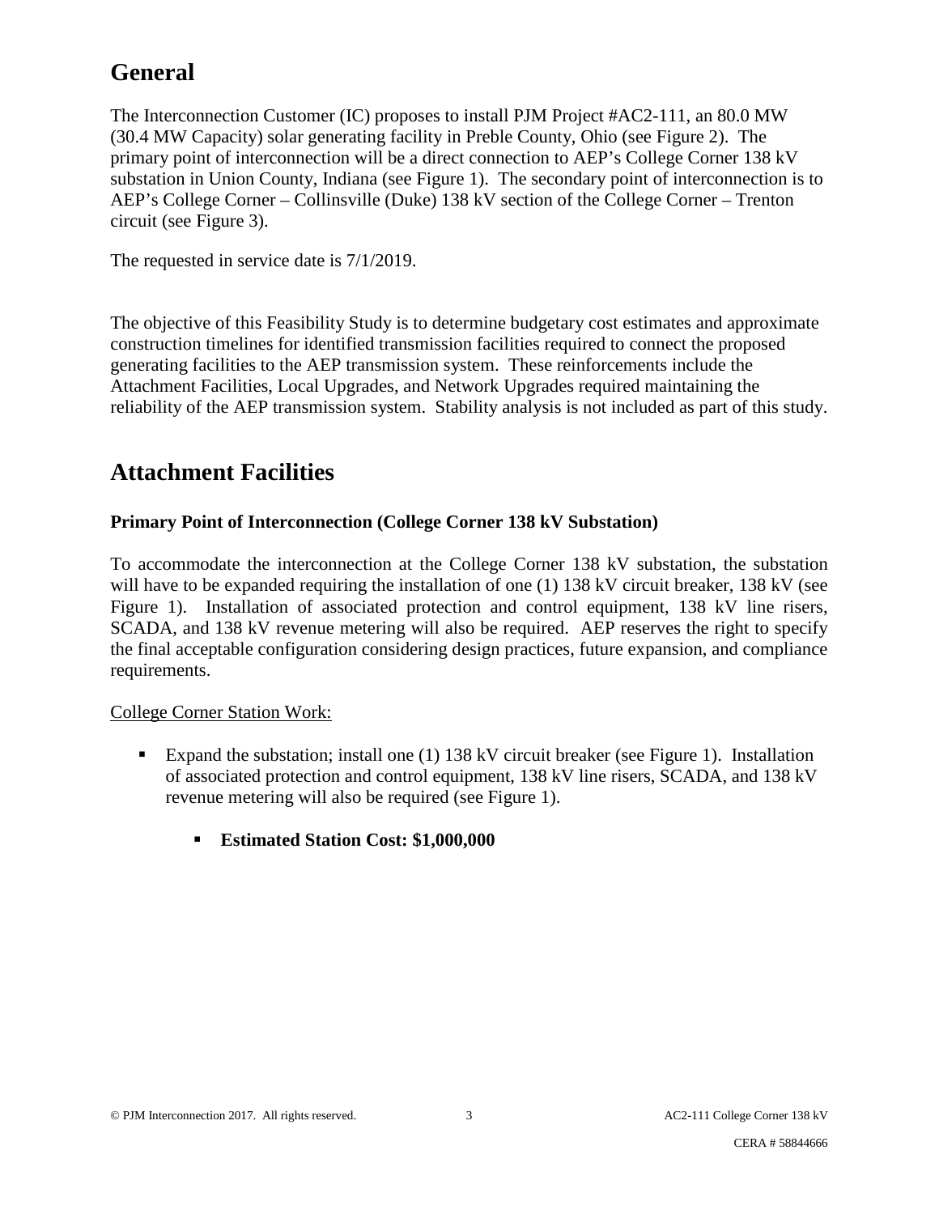# General

The Interconnection Customer (IC) proposes to install PJM Project #AC2-111, an 80.0 MW (30.4 MW Capacity) solar generating facility in Preble County, Ohio (see Figure 2). The primary point of interconnection will be a direct connection to AEP's College Corner 138 kV substation in Union County, Indiana (see Figure 1). The secondary point of interconnection is to AEP's College Corner – Collinsville (Duke) 138 kV section of the College Corner – Trenton circuit (see Figure 3).

The requested in service date is 7/1/2019.

The objective of this Feasibility Study is to determine budgetary cost estimates and approximate construction timelines for identified transmission facilities required to connect the proposed generating facilities to the AEP transmission system. These reinforcements include the Attachment Facilities, Local Upgrades, and Network Upgrades required maintaining the reliability of the AEP transmission system. Stability analysis is not included as part of this study.

# Attachment Facilities

### Primary Point of Interconnection (College Corner 138 kV Substation)

To accommodate the interconnection at the College Corner 138 kV substation, the substation will have to be expanded requiring the installation of one (1) 138 kV circuit breaker, 138 kV (see Figure 1). Installation of associated protection and control equipment, 138 kV line risers, SCADA, and 138 kV revenue metering will also be required. AEP reserves the right to specify the final acceptable configuration considering design practices, future expansion, and compliance requirements.

College Corner Station Work:

- Expand the substation; install one (1) 138 kV circuit breaker (see Figure 1). Installation of associated protection and control equipment, 138 kV line risers, SCADA, and 138 kV revenue metering will also be required (see Figure 1).
  - **Estimated Station Cost: $1,000,000**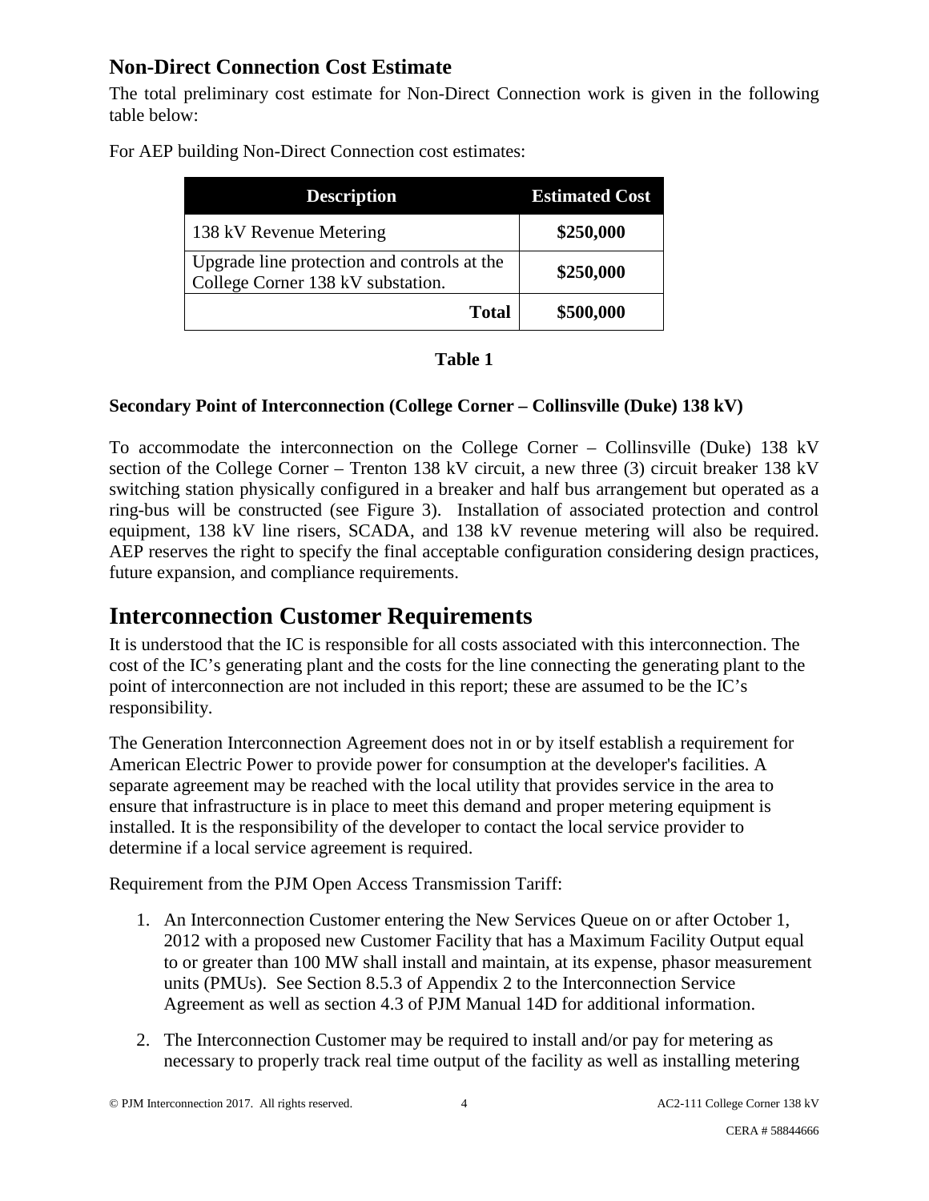## Non-Direct Connection Cost Estimate

The total preliminary cost estimate for Non-Direct Connection work is given in the following table below:

For AEP building Non-Direct Connection cost estimates:

| Description | Estimated Cost |
|---|---|
| 138 kV Revenue Metering | **$250,000** |
| Upgrade line protection and controls at the College Corner 138 kV substation. | **$250,000** |
| **Total** | **$500,000** |

**Table 1**

**Secondary Point of Interconnection (College Corner – Collinsville (Duke) 138 kV)**

To accommodate the interconnection on the College Corner – Collinsville (Duke) 138 kV section of the College Corner – Trenton 138 kV circuit, a new three (3) circuit breaker 138 kV switching station physically configured in a breaker and half bus arrangement but operated as a ring-bus will be constructed (see Figure 3). Installation of associated protection and control equipment, 138 kV line risers, SCADA, and 138 kV revenue metering will also be required. AEP reserves the right to specify the final acceptable configuration considering design practices, future expansion, and compliance requirements.

# Interconnection Customer Requirements

It is understood that the IC is responsible for all costs associated with this interconnection. The cost of the IC's generating plant and the costs for the line connecting the generating plant to the point of interconnection are not included in this report; these are assumed to be the IC's responsibility.

The Generation Interconnection Agreement does not in or by itself establish a requirement for American Electric Power to provide power for consumption at the developer's facilities. A separate agreement may be reached with the local utility that provides service in the area to ensure that infrastructure is in place to meet this demand and proper metering equipment is installed. It is the responsibility of the developer to contact the local service provider to determine if a local service agreement is required.

Requirement from the PJM Open Access Transmission Tariff:

1. An Interconnection Customer entering the New Services Queue on or after October 1, 2012 with a proposed new Customer Facility that has a Maximum Facility Output equal to or greater than 100 MW shall install and maintain, at its expense, phasor measurement units (PMUs). See Section 8.5.3 of Appendix 2 to the Interconnection Service Agreement as well as section 4.3 of PJM Manual 14D for additional information.

2. The Interconnection Customer may be required to install and/or pay for metering as necessary to properly track real time output of the facility as well as installing metering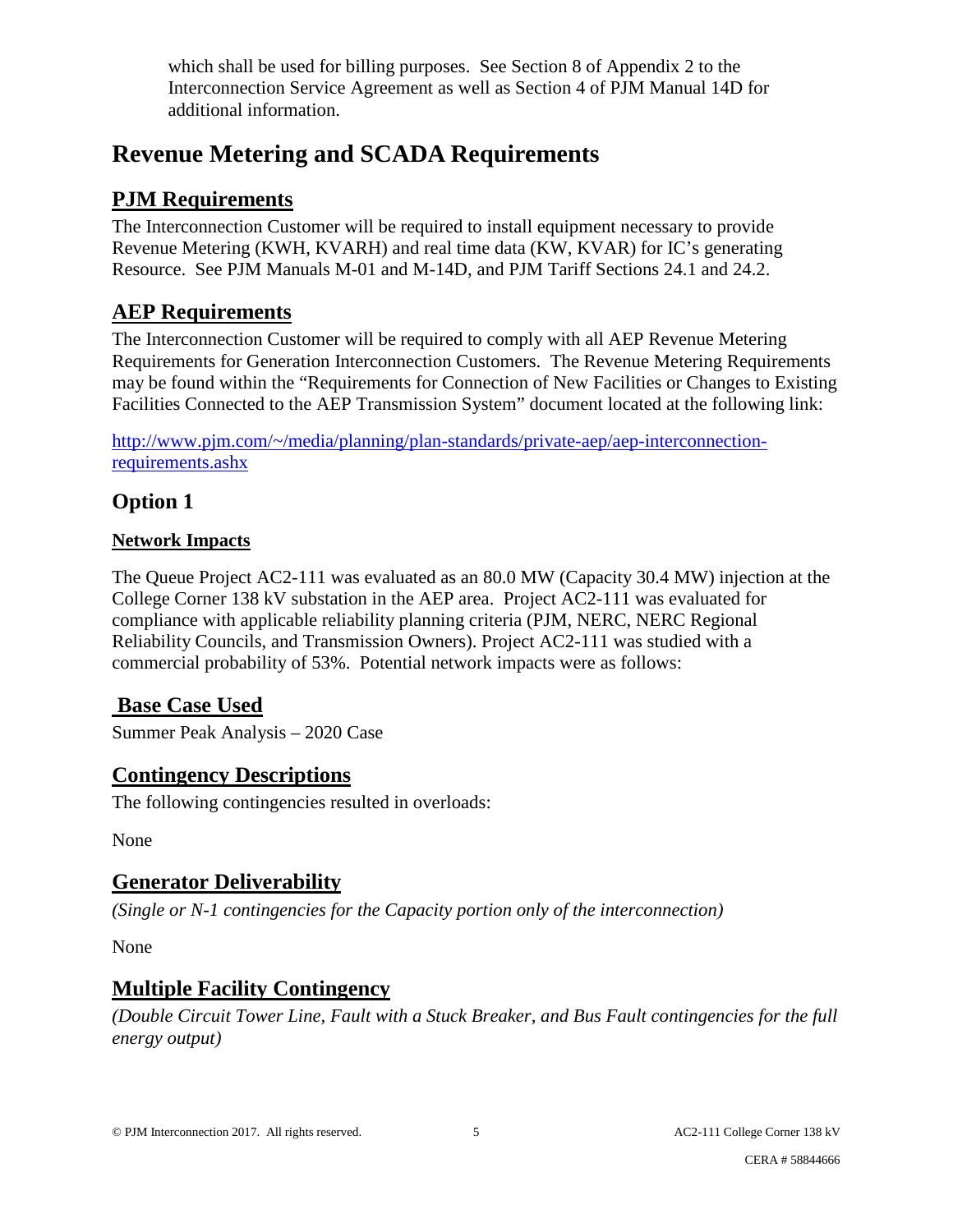which shall be used for billing purposes. See Section 8 of Appendix 2 to the Interconnection Service Agreement as well as Section 4 of PJM Manual 14D for additional information.

# Revenue Metering and SCADA Requirements

## PJM Requirements

The Interconnection Customer will be required to install equipment necessary to provide Revenue Metering (KWH, KVARH) and real time data (KW, KVAR) for IC's generating Resource. See PJM Manuals M-01 and M-14D, and PJM Tariff Sections 24.1 and 24.2.

## AEP Requirements

The Interconnection Customer will be required to comply with all AEP Revenue Metering Requirements for Generation Interconnection Customers. The Revenue Metering Requirements may be found within the "Requirements for Connection of New Facilities or Changes to Existing Facilities Connected to the AEP Transmission System" document located at the following link:

[http://www.pjm.com/~/media/planning/plan-standards/private-aep/aep-interconnection-requirements.ashx](http://www.pjm.com/~/media/planning/plan-standards/private-aep/aep-interconnection-requirements.ashx)

## Option 1

### Network Impacts

The Queue Project AC2-111 was evaluated as an 80.0 MW (Capacity 30.4 MW) injection at the College Corner 138 kV substation in the AEP area. Project AC2-111 was evaluated for compliance with applicable reliability planning criteria (PJM, NERC, NERC Regional Reliability Councils, and Transmission Owners). Project AC2-111 was studied with a commercial probability of 53%. Potential network impacts were as follows:

## Base Case Used

Summer Peak Analysis – 2020 Case

## Contingency Descriptions

The following contingencies resulted in overloads:

None

## Generator Deliverability

*(Single or N-1 contingencies for the Capacity portion only of the interconnection)*

None

## Multiple Facility Contingency

*(Double Circuit Tower Line, Fault with a Stuck Breaker, and Bus Fault contingencies for the full energy output)*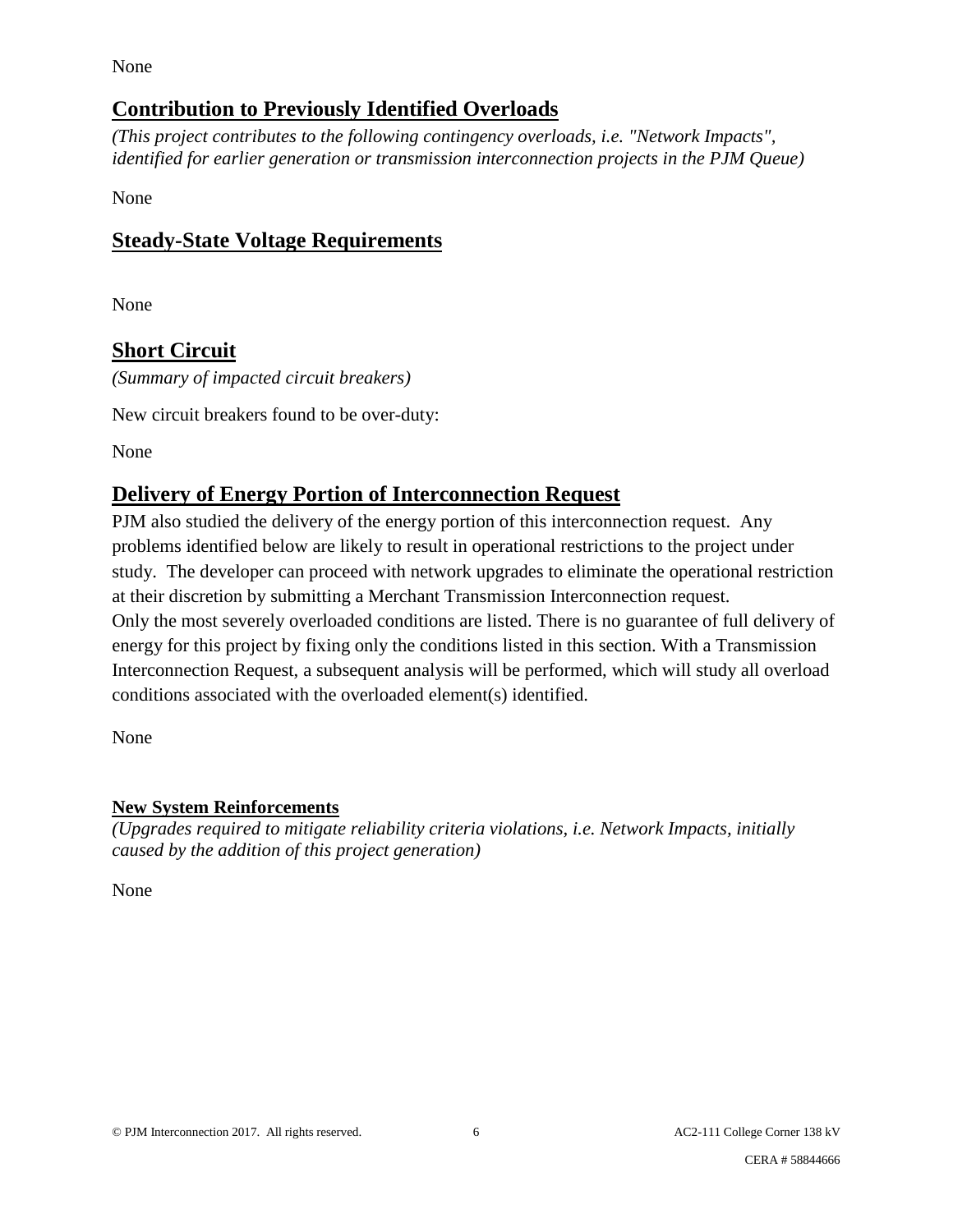None

## Contribution to Previously Identified Overloads

*(This project contributes to the following contingency overloads, i.e. "Network Impacts", identified for earlier generation or transmission interconnection projects in the PJM Queue)*

None

## Steady-State Voltage Requirements

None

## Short Circuit

*(Summary of impacted circuit breakers)*

New circuit breakers found to be over-duty:

None

## Delivery of Energy Portion of Interconnection Request

PJM also studied the delivery of the energy portion of this interconnection request. Any problems identified below are likely to result in operational restrictions to the project under study. The developer can proceed with network upgrades to eliminate the operational restriction at their discretion by submitting a Merchant Transmission Interconnection request.
Only the most severely overloaded conditions are listed. There is no guarantee of full delivery of energy for this project by fixing only the conditions listed in this section. With a Transmission Interconnection Request, a subsequent analysis will be performed, which will study all overload conditions associated with the overloaded element(s) identified.

None

### New System Reinforcements

*(Upgrades required to mitigate reliability criteria violations, i.e. Network Impacts, initially caused by the addition of this project generation)*

None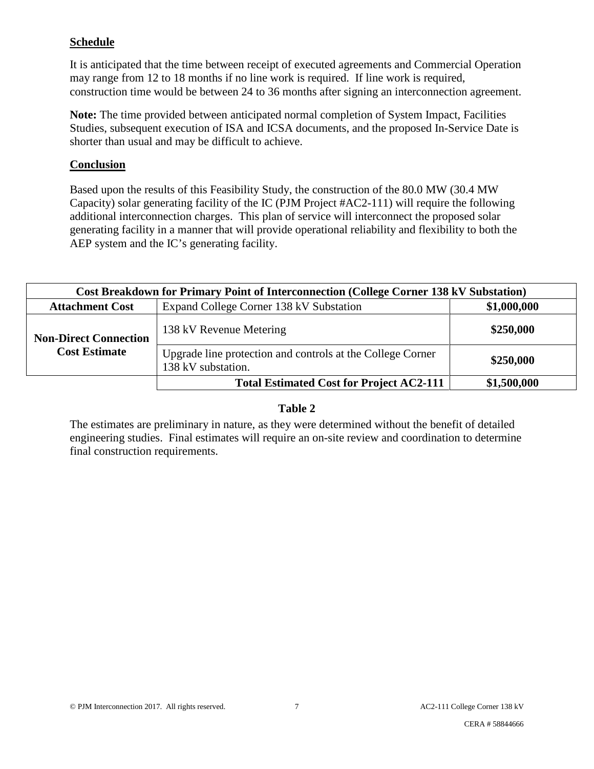**Schedule**

It is anticipated that the time between receipt of executed agreements and Commercial Operation may range from 12 to 18 months if no line work is required. If line work is required, construction time would be between 24 to 36 months after signing an interconnection agreement.

**Note:** The time provided between anticipated normal completion of System Impact, Facilities Studies, subsequent execution of ISA and ICSA documents, and the proposed In-Service Date is shorter than usual and may be difficult to achieve.

**Conclusion**

Based upon the results of this Feasibility Study, the construction of the 80.0 MW (30.4 MW Capacity) solar generating facility of the IC (PJM Project #AC2-111) will require the following additional interconnection charges. This plan of service will interconnect the proposed solar generating facility in a manner that will provide operational reliability and flexibility to both the AEP system and the IC's generating facility.

| Cost Breakdown for Primary Point of Interconnection (College Corner 138 kV Substation) | | |
|---|---|---|
| **Attachment Cost** | Expand College Corner 138 kV Substation | **$1,000,000** |
| **Non-Direct Connection Cost Estimate** | 138 kV Revenue Metering | **$250,000** |
| | Upgrade line protection and controls at the College Corner 138 kV substation. | **$250,000** |
| | **Total Estimated Cost for Project AC2-111** | **$1,500,000** |

**Table 2**

The estimates are preliminary in nature, as they were determined without the benefit of detailed engineering studies. Final estimates will require an on-site review and coordination to determine final construction requirements.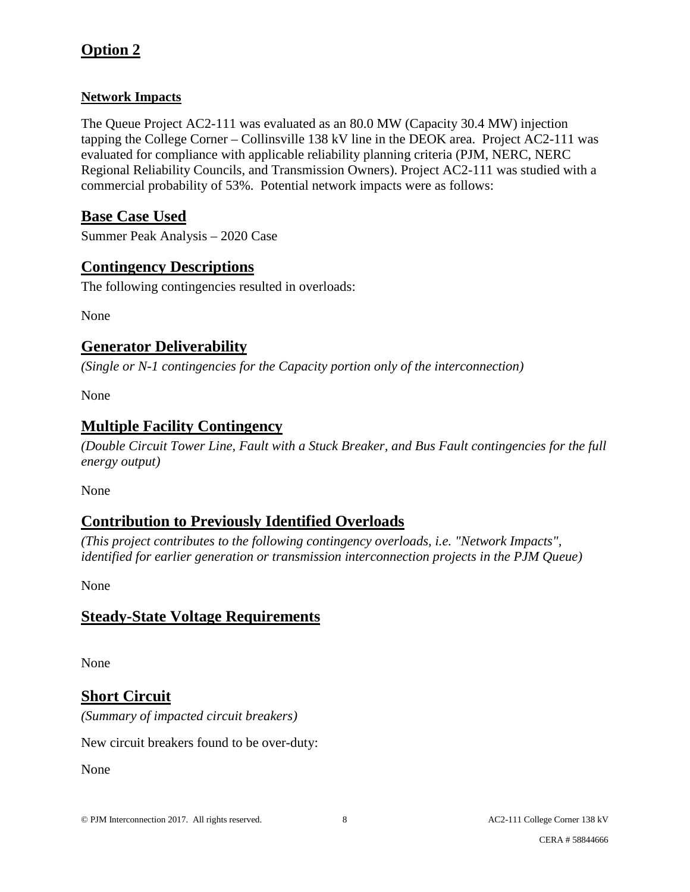# Option 2

### Network Impacts

The Queue Project AC2-111 was evaluated as an 80.0 MW (Capacity 30.4 MW) injection tapping the College Corner – Collinsville 138 kV line in the DEOK area. Project AC2-111 was evaluated for compliance with applicable reliability planning criteria (PJM, NERC, NERC Regional Reliability Councils, and Transmission Owners). Project AC2-111 was studied with a commercial probability of 53%. Potential network impacts were as follows:

## Base Case Used

Summer Peak Analysis – 2020 Case

## Contingency Descriptions

The following contingencies resulted in overloads:

None

## Generator Deliverability

*(Single or N-1 contingencies for the Capacity portion only of the interconnection)*

None

## Multiple Facility Contingency

*(Double Circuit Tower Line, Fault with a Stuck Breaker, and Bus Fault contingencies for the full energy output)*

None

## Contribution to Previously Identified Overloads

*(This project contributes to the following contingency overloads, i.e. "Network Impacts", identified for earlier generation or transmission interconnection projects in the PJM Queue)*

None

## Steady-State Voltage Requirements

None

## Short Circuit

*(Summary of impacted circuit breakers)*

New circuit breakers found to be over-duty:

None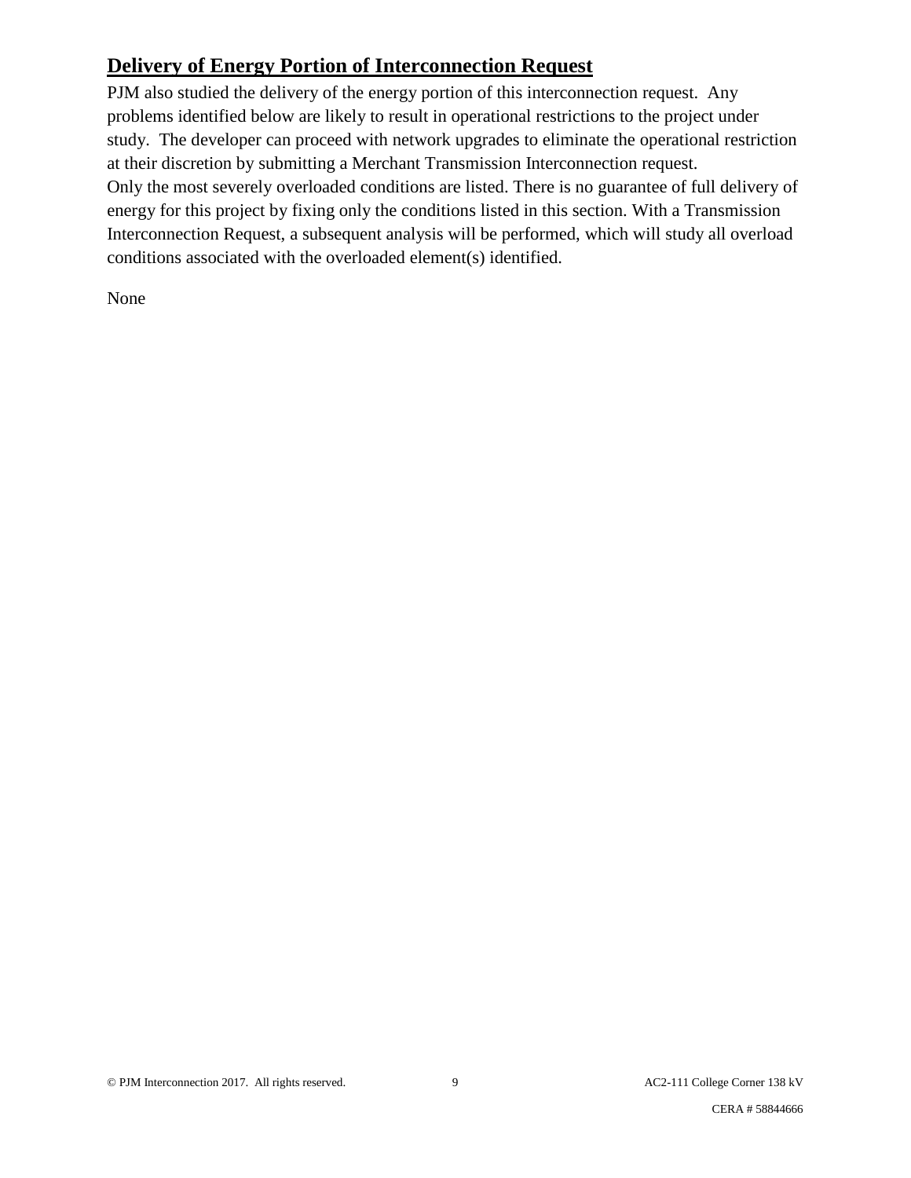## Delivery of Energy Portion of Interconnection Request

PJM also studied the delivery of the energy portion of this interconnection request. Any problems identified below are likely to result in operational restrictions to the project under study. The developer can proceed with network upgrades to eliminate the operational restriction at their discretion by submitting a Merchant Transmission Interconnection request.
Only the most severely overloaded conditions are listed. There is no guarantee of full delivery of energy for this project by fixing only the conditions listed in this section. With a Transmission Interconnection Request, a subsequent analysis will be performed, which will study all overload conditions associated with the overloaded element(s) identified.

None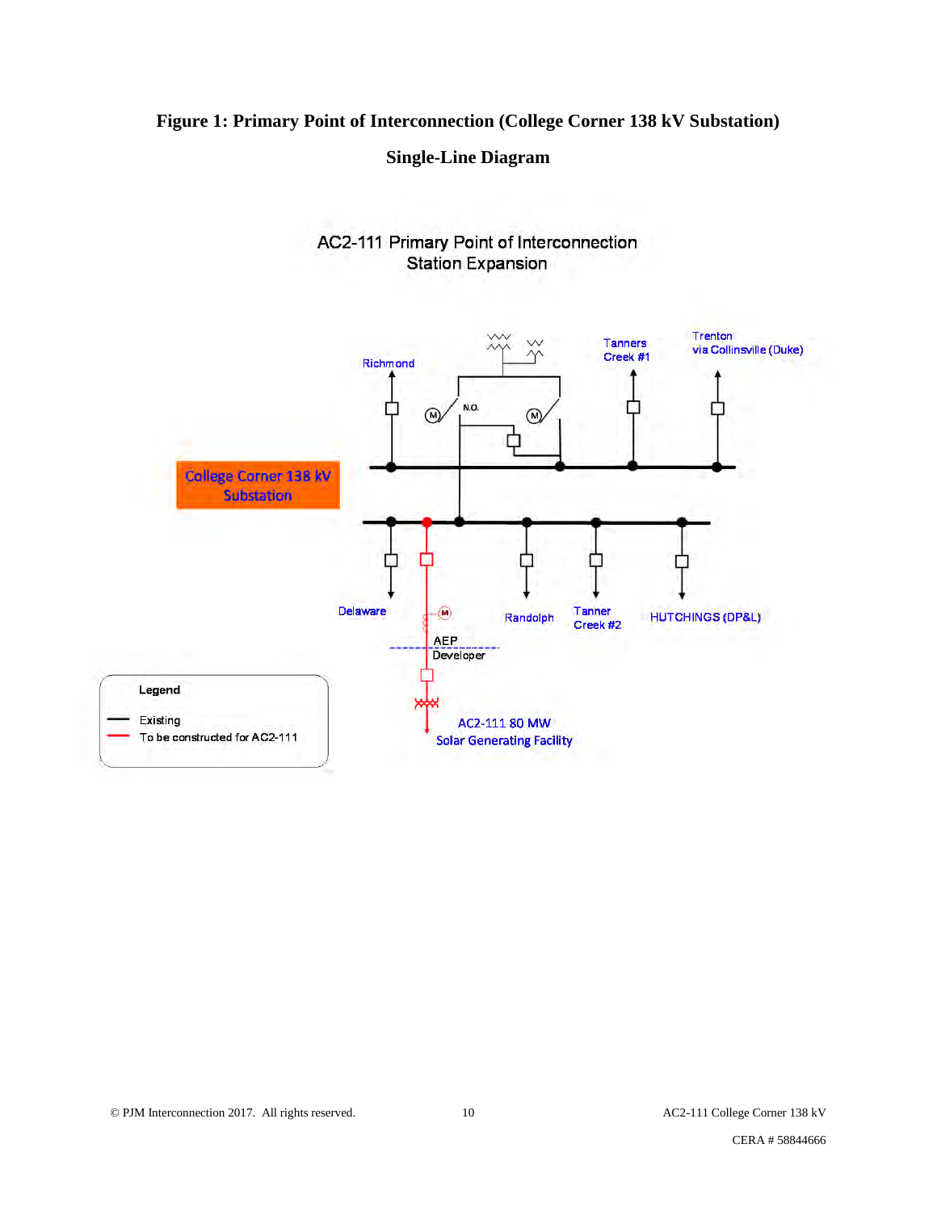**Figure 1: Primary Point of Interconnection (College Corner 138 kV Substation)**

**Single-Line Diagram**

AC2-111 Primary Point of Interconnection
Station Expansion

Richmond

N.O.

Tanners Creek #1

Trenton via Collinsville (Duke)

College Corner 138 kV Substation

Delaware

Randolph

Tanner Creek #2

HUTCHINGS (DP&L)

AEP

Developer

AC2-111 80 MW Solar Generating Facility

Legend

Existing

To be constructed for AC2-111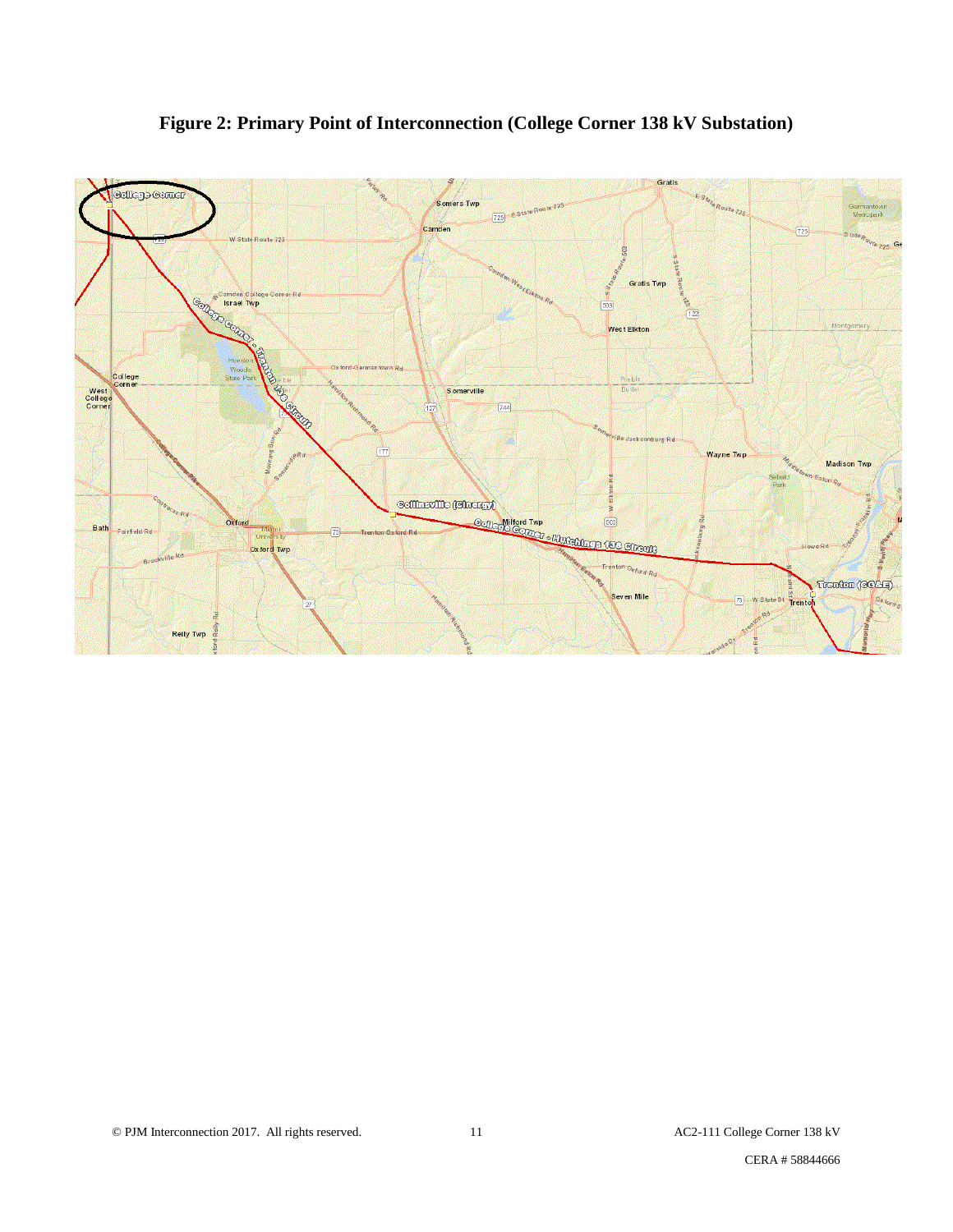**Figure 2: Primary Point of Interconnection (College Corner 138 kV Substation)**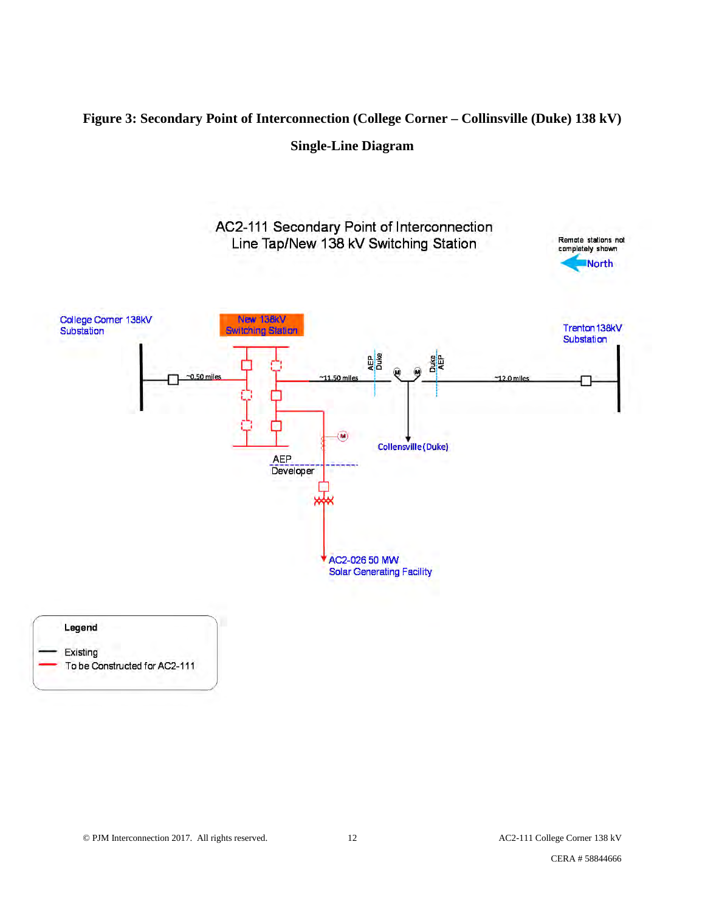**Figure 3: Secondary Point of Interconnection (College Corner – Collinsville (Duke) 138 kV)**

**Single-Line Diagram**

AC2-111 Secondary Point of Interconnection
Line Tap/New 138 kV Switching Station

Remote stations not completely shown

North

College Corner 138kV Substation

New 138kV Switching Station

Trenton 138kV Substation

~0.50 miles

~11.50 miles

~12.0 miles

AEP | Duke

Duke | AEP

Collensville (Duke)

AEP
Developer

AC2-026 50 MW
Solar Generating Facility

**Legend**

- Existing
- To be Constructed for AC2-111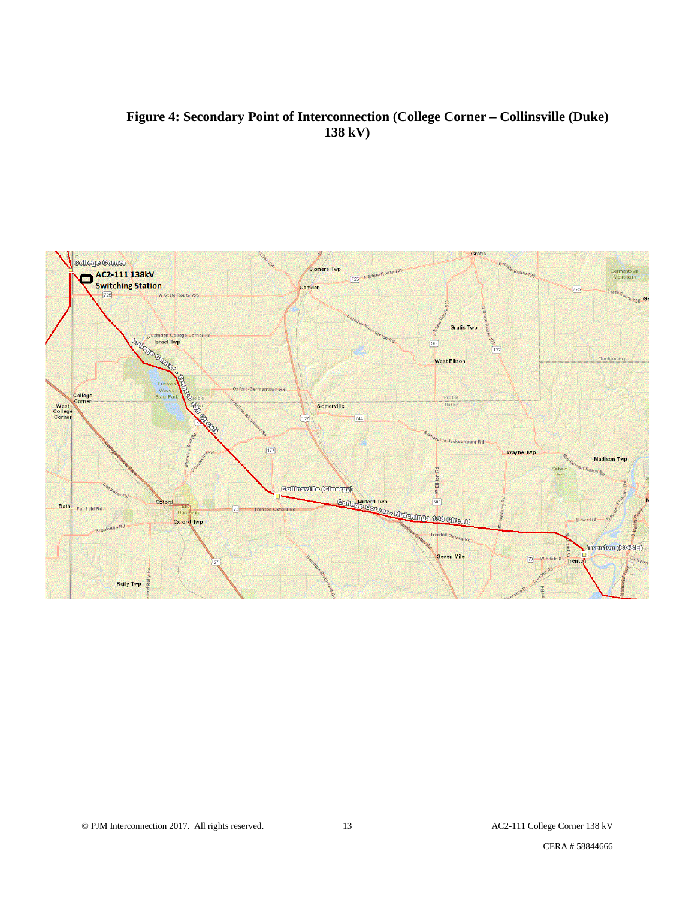**Figure 4: Secondary Point of Interconnection (College Corner – Collinsville (Duke) 138 kV)**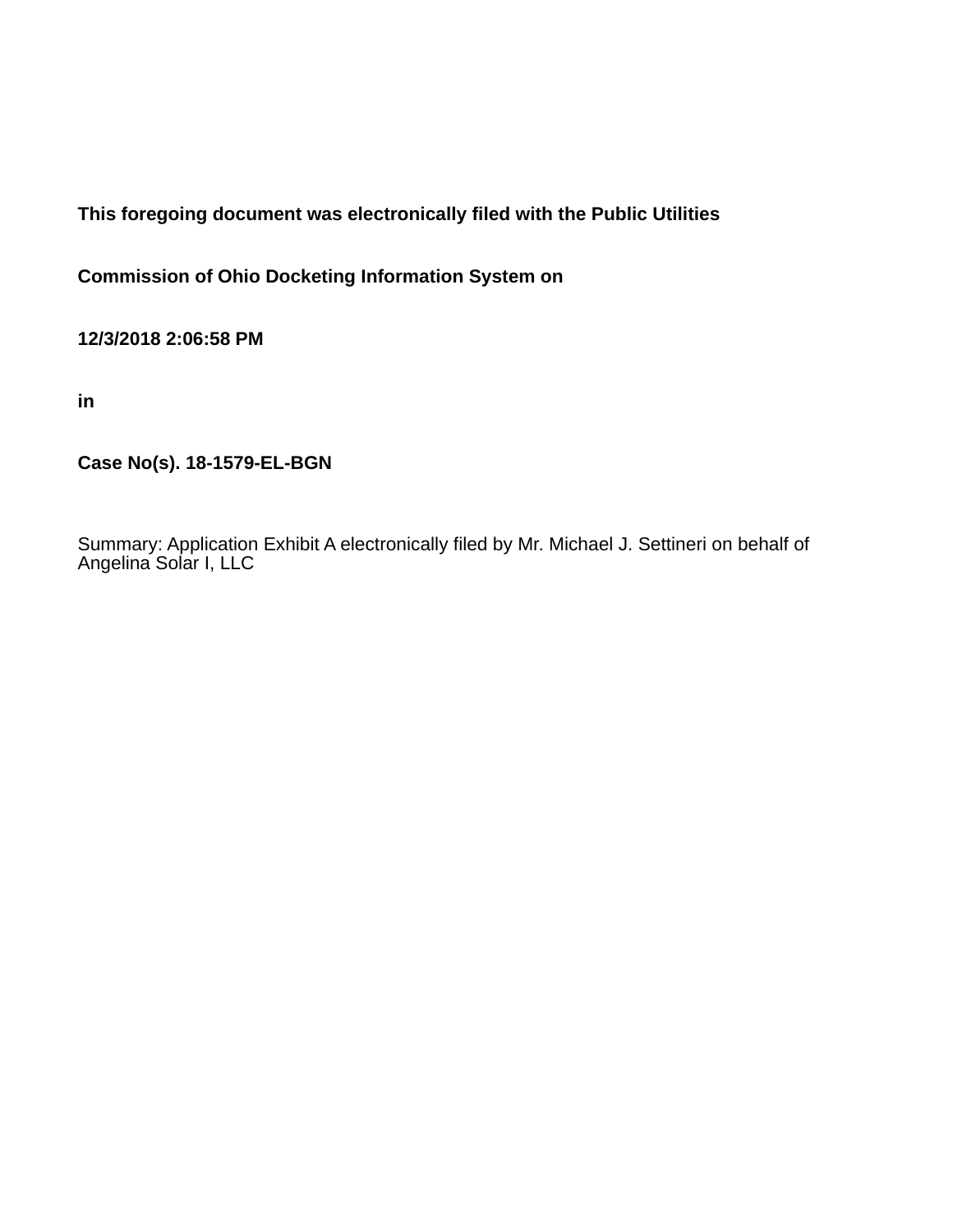**This foregoing document was electronically filed with the Public Utilities**

**Commission of Ohio Docketing Information System on**

**12/3/2018 2:06:58 PM**

**in**

**Case No(s). 18-1579-EL-BGN**

Summary: Application Exhibit A electronically filed by Mr. Michael J. Settineri on behalf of Angelina Solar I, LLC